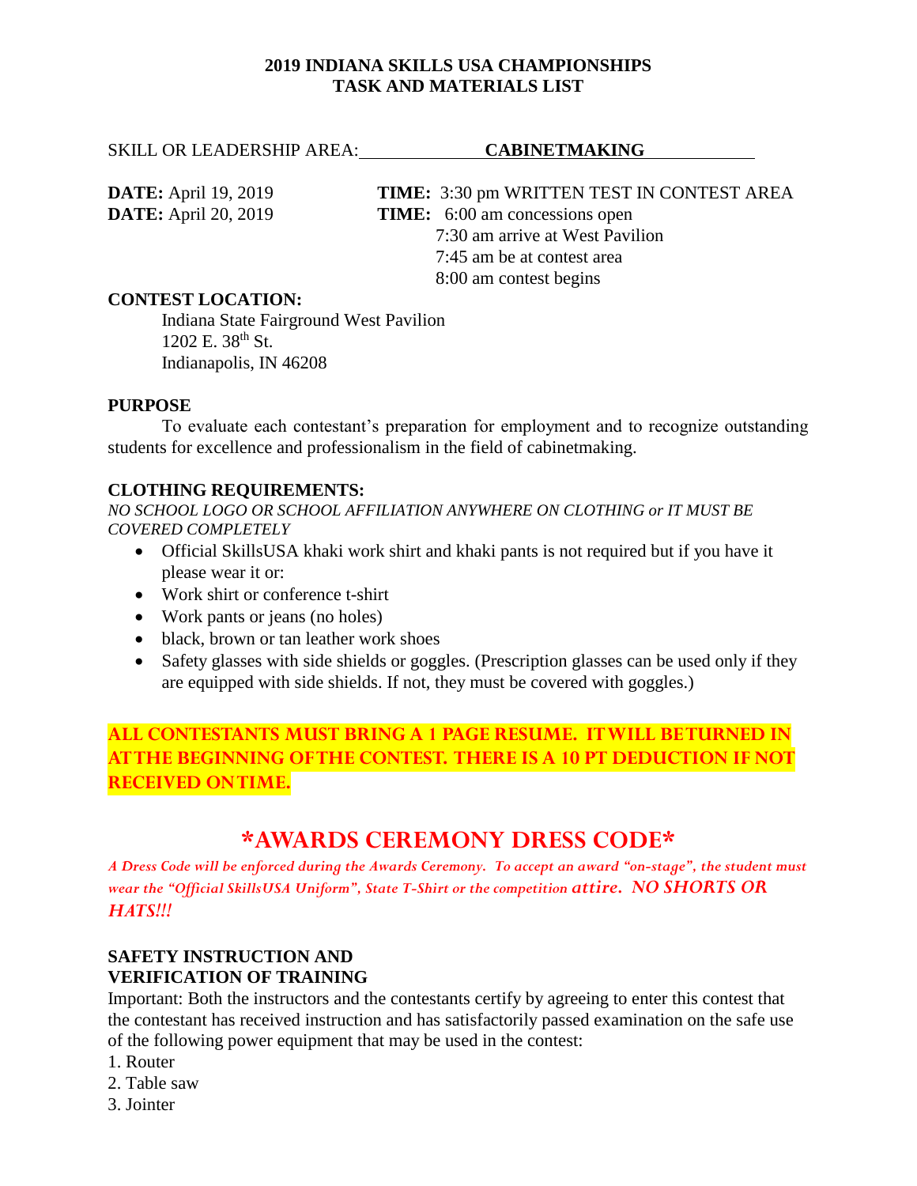**2019 INDIANA SKILLS USA CHAMPIONSHIPS**
**TASK AND MATERIALS LIST**

SKILL OR LEADERSHIP AREA: **CABINETMAKING**

**DATE:** April 19, 2019 **TIME:** 3:30 pm WRITTEN TEST IN CONTEST AREA
**DATE:** April 20, 2019 **TIME:** 6:00 am concessions open
7:30 am arrive at West Pavilion
7:45 am be at contest area
8:00 am contest begins

**CONTEST LOCATION:**
Indiana State Fairground West Pavilion
1202 E. 38th St.
Indianapolis, IN 46208

**PURPOSE**

To evaluate each contestant's preparation for employment and to recognize outstanding students for excellence and professionalism in the field of cabinetmaking.

**CLOTHING REQUIREMENTS:**

*NO SCHOOL LOGO OR SCHOOL AFFILIATION ANYWHERE ON CLOTHING or IT MUST BE COVERED COMPLETELY*

- Official SkillsUSA khaki work shirt and khaki pants is not required but if you have it please wear it or:
- Work shirt or conference t-shirt
- Work pants or jeans (no holes)
- black, brown or tan leather work shoes
- Safety glasses with side shields or goggles. (Prescription glasses can be used only if they are equipped with side shields. If not, they must be covered with goggles.)

**ALL CONTESTANTS MUST BRING A 1 PAGE RESUME. IT WILL BE TURNED IN AT THE BEGINNING OF THE CONTEST. THERE IS A 10 PT DEDUCTION IF NOT RECEIVED ON TIME.**

## \*AWARDS CEREMONY DRESS CODE\*

*A Dress Code will be enforced during the Awards Ceremony. To accept an award "on-stage", the student must wear the "Official SkillsUSA Uniform", State T-Shirt or the competition attire. NO SHORTS OR HATS!!!*

**SAFETY INSTRUCTION AND VERIFICATION OF TRAINING**

Important: Both the instructors and the contestants certify by agreeing to enter this contest that the contestant has received instruction and has satisfactorily passed examination on the safe use of the following power equipment that may be used in the contest:

1. Router
2. Table saw
3. Jointer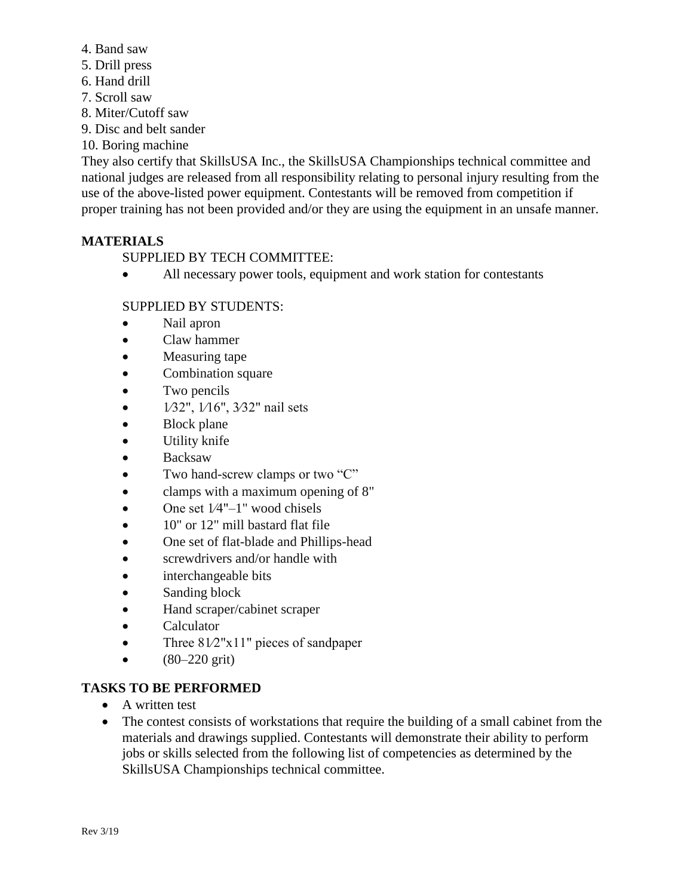4. Band saw
5. Drill press
6. Hand drill
7. Scroll saw
8. Miter/Cutoff saw
9. Disc and belt sander
10. Boring machine

They also certify that SkillsUSA Inc., the SkillsUSA Championships technical committee and national judges are released from all responsibility relating to personal injury resulting from the use of the above-listed power equipment. Contestants will be removed from competition if proper training has not been provided and/or they are using the equipment in an unsafe manner.

**MATERIALS**

SUPPLIED BY TECH COMMITTEE:

- All necessary power tools, equipment and work station for contestants

SUPPLIED BY STUDENTS:

- Nail apron
- Claw hammer
- Measuring tape
- Combination square
- Two pencils
- 1⁄32", 1⁄16", 3⁄32" nail sets
- Block plane
- Utility knife
- Backsaw
- Two hand-screw clamps or two "C"
- clamps with a maximum opening of 8"
- One set 1⁄4"–1" wood chisels
- 10" or 12" mill bastard flat file
- One set of flat-blade and Phillips-head
- screwdrivers and/or handle with
- interchangeable bits
- Sanding block
- Hand scraper/cabinet scraper
- Calculator
- Three 81⁄2"x11" pieces of sandpaper
- (80–220 grit)

**TASKS TO BE PERFORMED**

- A written test
- The contest consists of workstations that require the building of a small cabinet from the materials and drawings supplied. Contestants will demonstrate their ability to perform jobs or skills selected from the following list of competencies as determined by the SkillsUSA Championships technical committee.

Rev 3/19